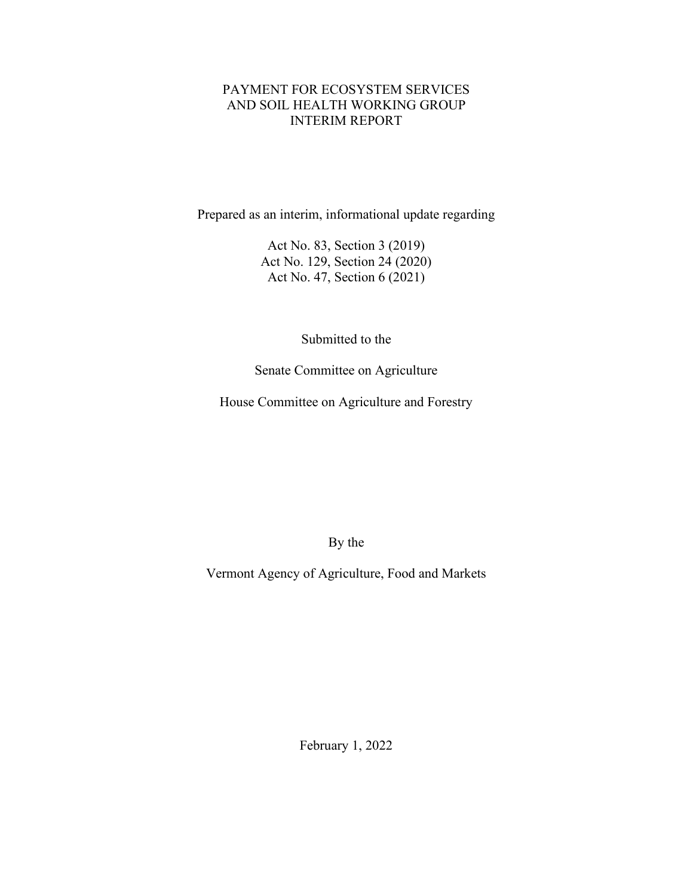# PAYMENT FOR ECOSYSTEM SERVICES AND SOIL HEALTH WORKING GROUP INTERIM REPORT

Prepared as an interim, informational update regarding

Act No. 83, Section 3 (2019)
Act No. 129, Section 24 (2020)
Act No. 47, Section 6 (2021)

Submitted to the

Senate Committee on Agriculture

House Committee on Agriculture and Forestry

By the

Vermont Agency of Agriculture, Food and Markets

February 1, 2022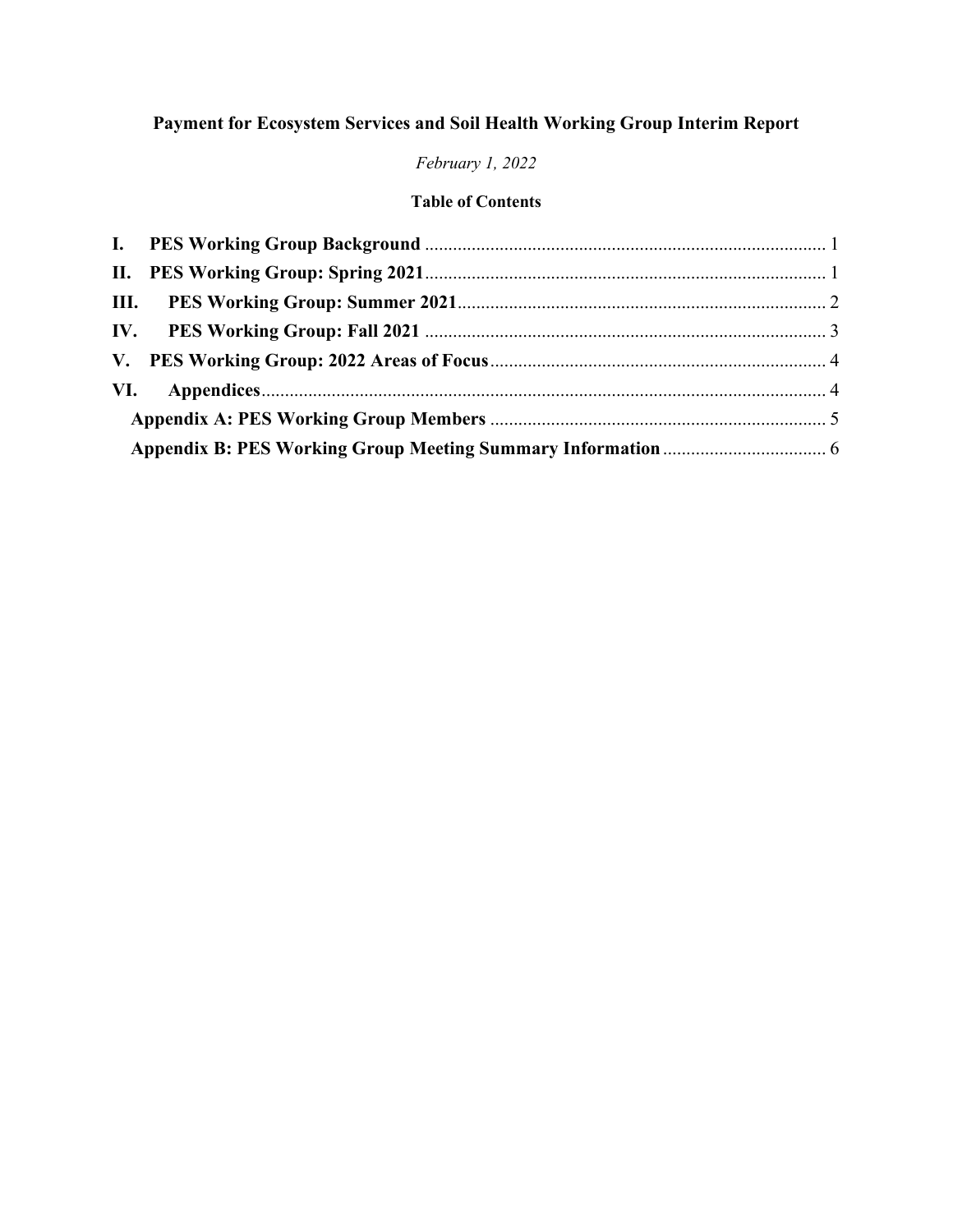**Payment for Ecosystem Services and Soil Health Working Group Interim Report**

*February 1, 2022*

**Table of Contents**

**I. PES Working Group Background** ..... 1

**II. PES Working Group: Spring 2021** ..... 1

**III. PES Working Group: Summer 2021** ..... 2

**IV. PES Working Group: Fall 2021** ..... 3

**V. PES Working Group: 2022 Areas of Focus** ..... 4

**VI. Appendices** ..... 4

- **Appendix A: PES Working Group Members** ..... 5
- **Appendix B: PES Working Group Meeting Summary Information** ..... 6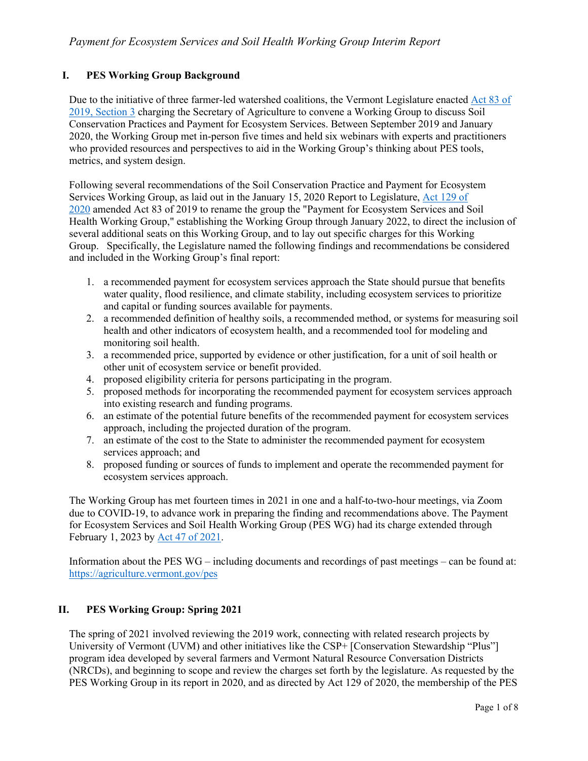## I. PES Working Group Background

Due to the initiative of three farmer-led watershed coalitions, the Vermont Legislature enacted [Act 83 of 2019, Section 3](#) charging the Secretary of Agriculture to convene a Working Group to discuss Soil Conservation Practices and Payment for Ecosystem Services. Between September 2019 and January 2020, the Working Group met in-person five times and held six webinars with experts and practitioners who provided resources and perspectives to aid in the Working Group's thinking about PES tools, metrics, and system design.

Following several recommendations of the Soil Conservation Practice and Payment for Ecosystem Services Working Group, as laid out in the January 15, 2020 Report to Legislature, [Act 129 of 2020](#) amended Act 83 of 2019 to rename the group the "Payment for Ecosystem Services and Soil Health Working Group," establishing the Working Group through January 2022, to direct the inclusion of several additional seats on this Working Group, and to lay out specific charges for this Working Group. Specifically, the Legislature named the following findings and recommendations be considered and included in the Working Group's final report:

1. a recommended payment for ecosystem services approach the State should pursue that benefits water quality, flood resilience, and climate stability, including ecosystem services to prioritize and capital or funding sources available for payments.
2. a recommended definition of healthy soils, a recommended method, or systems for measuring soil health and other indicators of ecosystem health, and a recommended tool for modeling and monitoring soil health.
3. a recommended price, supported by evidence or other justification, for a unit of soil health or other unit of ecosystem service or benefit provided.
4. proposed eligibility criteria for persons participating in the program.
5. proposed methods for incorporating the recommended payment for ecosystem services approach into existing research and funding programs.
6. an estimate of the potential future benefits of the recommended payment for ecosystem services approach, including the projected duration of the program.
7. an estimate of the cost to the State to administer the recommended payment for ecosystem services approach; and
8. proposed funding or sources of funds to implement and operate the recommended payment for ecosystem services approach.

The Working Group has met fourteen times in 2021 in one and a half-to-two-hour meetings, via Zoom due to COVID-19, to advance work in preparing the finding and recommendations above. The Payment for Ecosystem Services and Soil Health Working Group (PES WG) had its charge extended through February 1, 2023 by [Act 47 of 2021](#).

Information about the PES WG – including documents and recordings of past meetings – can be found at: https://agriculture.vermont.gov/pes

## II. PES Working Group: Spring 2021

The spring of 2021 involved reviewing the 2019 work, connecting with related research projects by University of Vermont (UVM) and other initiatives like the CSP+ [Conservation Stewardship "Plus"] program idea developed by several farmers and Vermont Natural Resource Conversation Districts (NRCDs), and beginning to scope and review the charges set forth by the legislature. As requested by the PES Working Group in its report in 2020, and as directed by Act 129 of 2020, the membership of the PES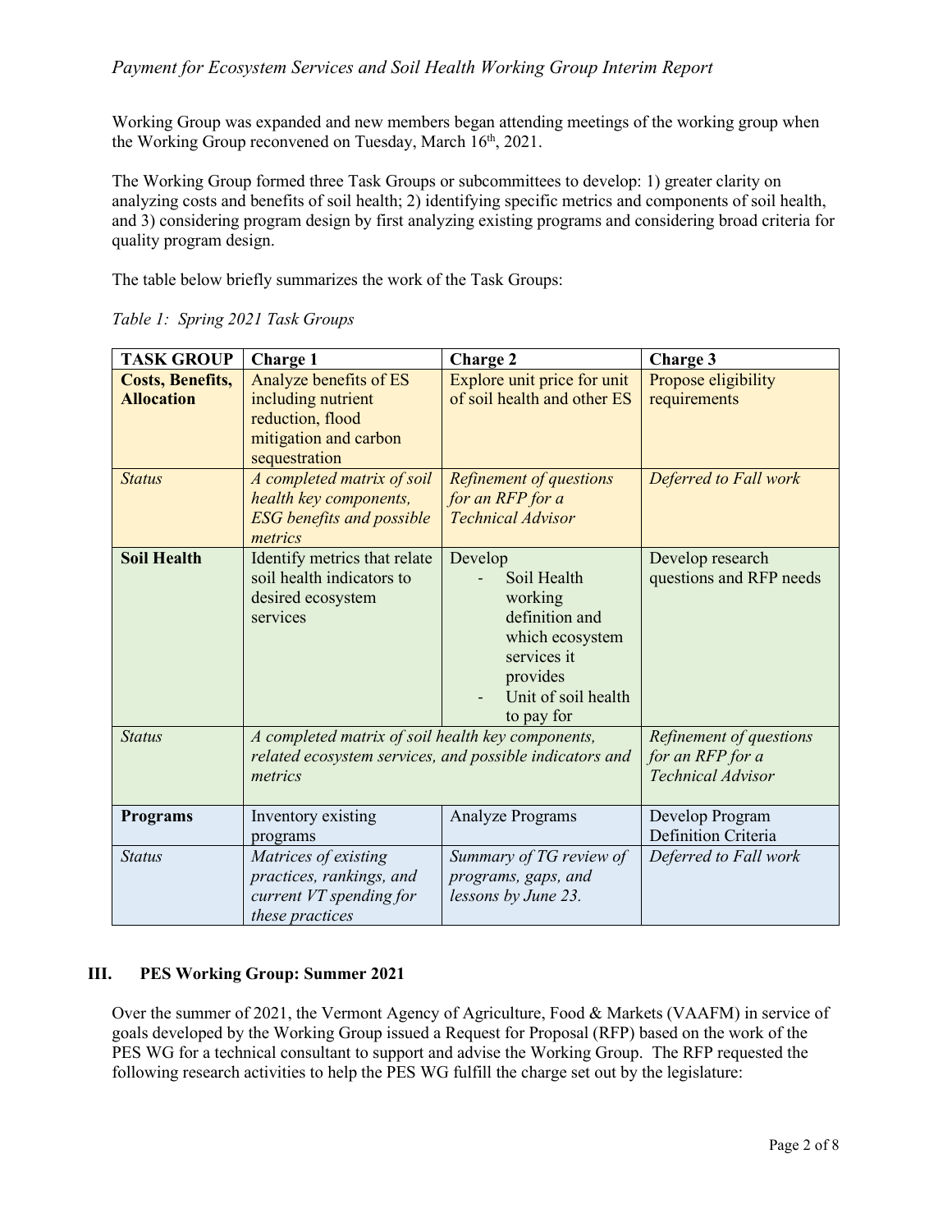Working Group was expanded and new members began attending meetings of the working group when the Working Group reconvened on Tuesday, March 16th, 2021.

The Working Group formed three Task Groups or subcommittees to develop: 1) greater clarity on analyzing costs and benefits of soil health; 2) identifying specific metrics and components of soil health, and 3) considering program design by first analyzing existing programs and considering broad criteria for quality program design.

The table below briefly summarizes the work of the Task Groups:

*Table 1: Spring 2021 Task Groups*

| TASK GROUP | Charge 1 | Charge 2 | Charge 3 |
|---|---|---|---|
| **Costs, Benefits, Allocation** | Analyze benefits of ES including nutrient reduction, flood mitigation and carbon sequestration | Explore unit price for unit of soil health and other ES | Propose eligibility requirements |
| *Status* | *A completed matrix of soil health key components, ESG benefits and possible metrics* | *Refinement of questions for an RFP for a Technical Advisor* | *Deferred to Fall work* |
| **Soil Health** | Identify metrics that relate soil health indicators to desired ecosystem services | Develop<br>- Soil Health working definition and which ecosystem services it provides<br>- Unit of soil health to pay for | Develop research questions and RFP needs |
| *Status* | *A completed matrix of soil health key components, related ecosystem services, and possible indicators and metrics* | | *Refinement of questions for an RFP for a Technical Advisor* |
| **Programs** | Inventory existing programs | Analyze Programs | Develop Program Definition Criteria |
| *Status* | *Matrices of existing practices, rankings, and current VT spending for these practices* | *Summary of TG review of programs, gaps, and lessons by June 23.* | *Deferred to Fall work* |

### III. PES Working Group: Summer 2021

Over the summer of 2021, the Vermont Agency of Agriculture, Food & Markets (VAAFM) in service of goals developed by the Working Group issued a Request for Proposal (RFP) based on the work of the PES WG for a technical consultant to support and advise the Working Group. The RFP requested the following research activities to help the PES WG fulfill the charge set out by the legislature: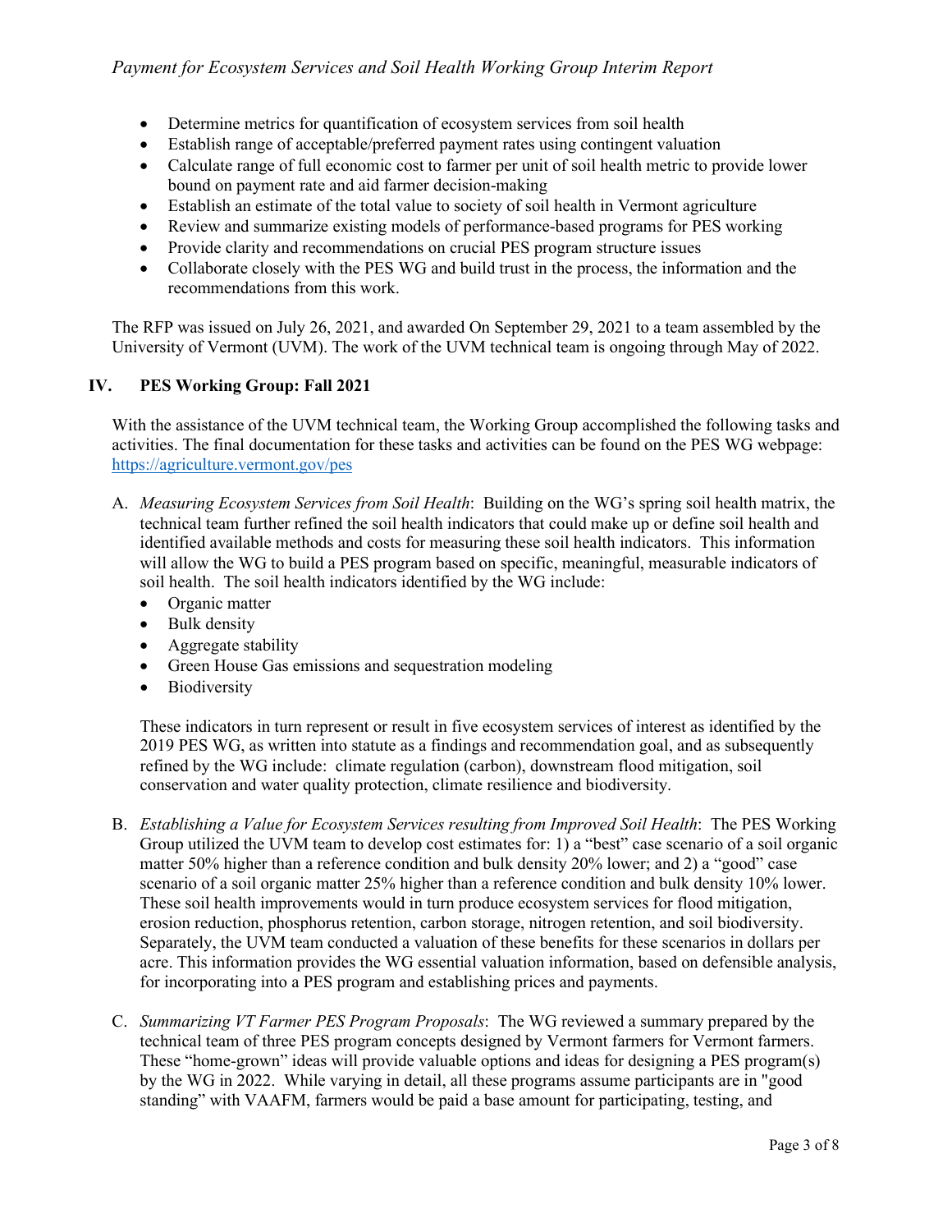- Determine metrics for quantification of ecosystem services from soil health
- Establish range of acceptable/preferred payment rates using contingent valuation
- Calculate range of full economic cost to farmer per unit of soil health metric to provide lower bound on payment rate and aid farmer decision-making
- Establish an estimate of the total value to society of soil health in Vermont agriculture
- Review and summarize existing models of performance-based programs for PES working
- Provide clarity and recommendations on crucial PES program structure issues
- Collaborate closely with the PES WG and build trust in the process, the information and the recommendations from this work.

The RFP was issued on July 26, 2021, and awarded On September 29, 2021 to a team assembled by the University of Vermont (UVM). The work of the UVM technical team is ongoing through May of 2022.

## IV. PES Working Group: Fall 2021

With the assistance of the UVM technical team, the Working Group accomplished the following tasks and activities. The final documentation for these tasks and activities can be found on the PES WG webpage: https://agriculture.vermont.gov/pes

A. *Measuring Ecosystem Services from Soil Health*: Building on the WG's spring soil health matrix, the technical team further refined the soil health indicators that could make up or define soil health and identified available methods and costs for measuring these soil health indicators. This information will allow the WG to build a PES program based on specific, meaningful, measurable indicators of soil health. The soil health indicators identified by the WG include:
   - Organic matter
   - Bulk density
   - Aggregate stability
   - Green House Gas emissions and sequestration modeling
   - Biodiversity

   These indicators in turn represent or result in five ecosystem services of interest as identified by the 2019 PES WG, as written into statute as a findings and recommendation goal, and as subsequently refined by the WG include: climate regulation (carbon), downstream flood mitigation, soil conservation and water quality protection, climate resilience and biodiversity.

B. *Establishing a Value for Ecosystem Services resulting from Improved Soil Health*: The PES Working Group utilized the UVM team to develop cost estimates for: 1) a "best" case scenario of a soil organic matter 50% higher than a reference condition and bulk density 20% lower; and 2) a "good" case scenario of a soil organic matter 25% higher than a reference condition and bulk density 10% lower. These soil health improvements would in turn produce ecosystem services for flood mitigation, erosion reduction, phosphorus retention, carbon storage, nitrogen retention, and soil biodiversity. Separately, the UVM team conducted a valuation of these benefits for these scenarios in dollars per acre. This information provides the WG essential valuation information, based on defensible analysis, for incorporating into a PES program and establishing prices and payments.

C. *Summarizing VT Farmer PES Program Proposals*: The WG reviewed a summary prepared by the technical team of three PES program concepts designed by Vermont farmers for Vermont farmers. These "home-grown" ideas will provide valuable options and ideas for designing a PES program(s) by the WG in 2022. While varying in detail, all these programs assume participants are in "good standing" with VAAFM, farmers would be paid a base amount for participating, testing, and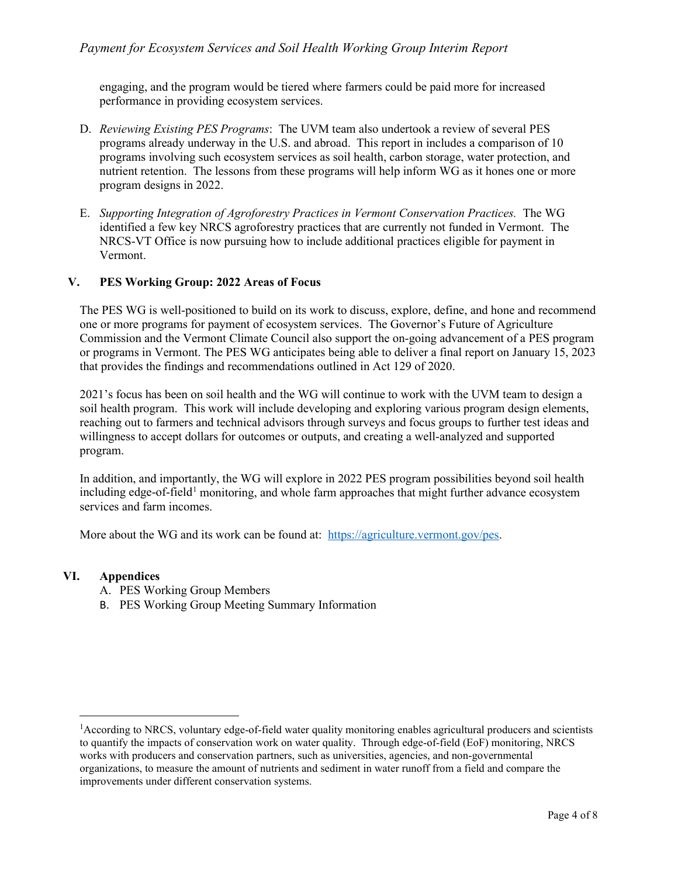engaging, and the program would be tiered where farmers could be paid more for increased performance in providing ecosystem services.

D. *Reviewing Existing PES Programs*: The UVM team also undertook a review of several PES programs already underway in the U.S. and abroad. This report in includes a comparison of 10 programs involving such ecosystem services as soil health, carbon storage, water protection, and nutrient retention. The lessons from these programs will help inform WG as it hones one or more program designs in 2022.

E. *Supporting Integration of Agroforestry Practices in Vermont Conservation Practices.* The WG identified a few key NRCS agroforestry practices that are currently not funded in Vermont. The NRCS-VT Office is now pursuing how to include additional practices eligible for payment in Vermont.

## V. PES Working Group: 2022 Areas of Focus

The PES WG is well-positioned to build on its work to discuss, explore, define, and hone and recommend one or more programs for payment of ecosystem services. The Governor's Future of Agriculture Commission and the Vermont Climate Council also support the on-going advancement of a PES program or programs in Vermont. The PES WG anticipates being able to deliver a final report on January 15, 2023 that provides the findings and recommendations outlined in Act 129 of 2020.

2021's focus has been on soil health and the WG will continue to work with the UVM team to design a soil health program. This work will include developing and exploring various program design elements, reaching out to farmers and technical advisors through surveys and focus groups to further test ideas and willingness to accept dollars for outcomes or outputs, and creating a well-analyzed and supported program.

In addition, and importantly, the WG will explore in 2022 PES program possibilities beyond soil health including edge-of-field[1] monitoring, and whole farm approaches that might further advance ecosystem services and farm incomes.

More about the WG and its work can be found at: https://agriculture.vermont.gov/pes.

## VI. Appendices

A. PES Working Group Members
B. PES Working Group Meeting Summary Information

---

[1]According to NRCS, voluntary edge-of-field water quality monitoring enables agricultural producers and scientists to quantify the impacts of conservation work on water quality. Through edge-of-field (EoF) monitoring, NRCS works with producers and conservation partners, such as universities, agencies, and non-governmental organizations, to measure the amount of nutrients and sediment in water runoff from a field and compare the improvements under different conservation systems.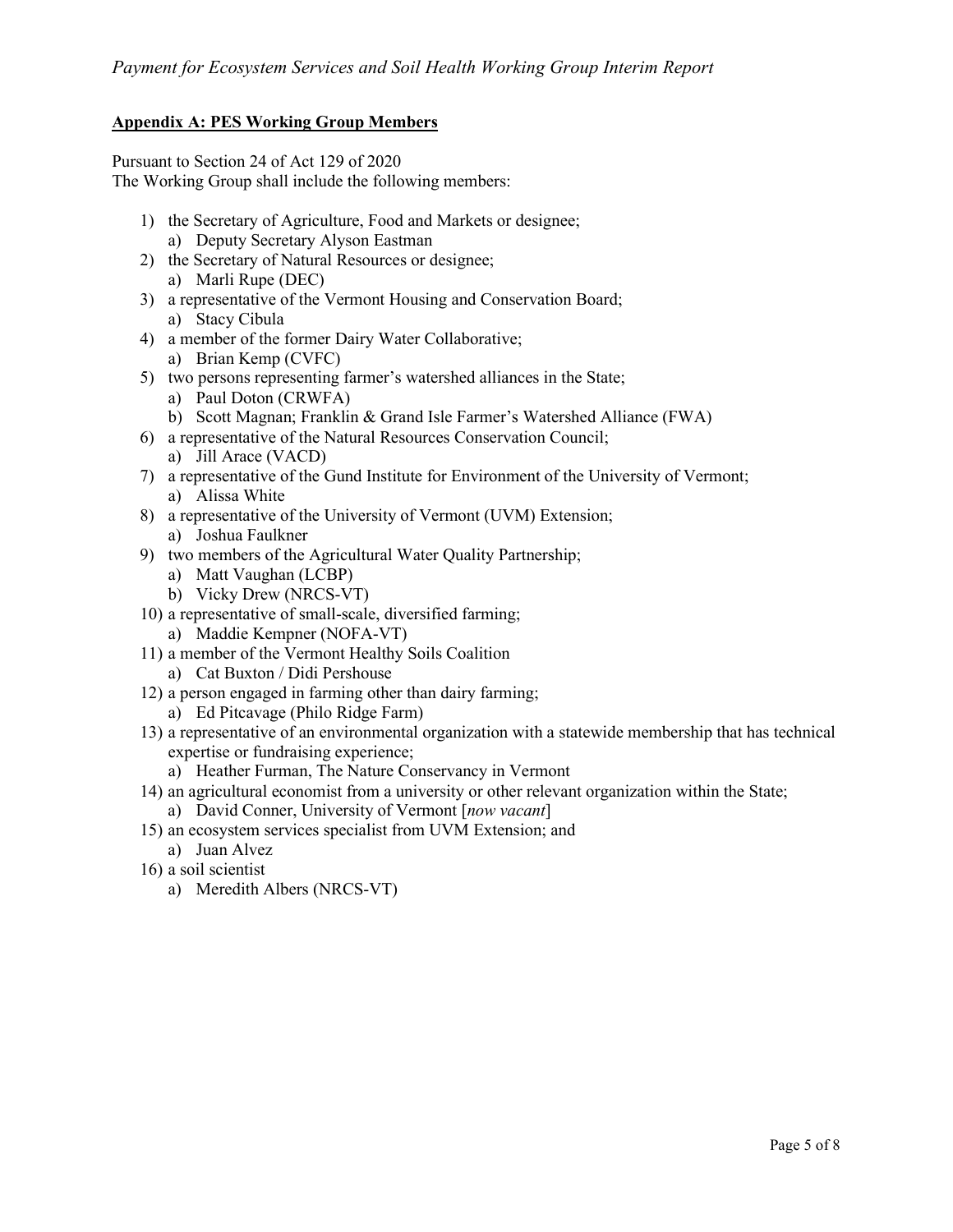## Appendix A: PES Working Group Members

Pursuant to Section 24 of Act 129 of 2020
The Working Group shall include the following members:

1) the Secretary of Agriculture, Food and Markets or designee;
   a) Deputy Secretary Alyson Eastman
2) the Secretary of Natural Resources or designee;
   a) Marli Rupe (DEC)
3) a representative of the Vermont Housing and Conservation Board;
   a) Stacy Cibula
4) a member of the former Dairy Water Collaborative;
   a) Brian Kemp (CVFC)
5) two persons representing farmer's watershed alliances in the State;
   a) Paul Doton (CRWFA)
   b) Scott Magnan; Franklin & Grand Isle Farmer's Watershed Alliance (FWA)
6) a representative of the Natural Resources Conservation Council;
   a) Jill Arace (VACD)
7) a representative of the Gund Institute for Environment of the University of Vermont;
   a) Alissa White
8) a representative of the University of Vermont (UVM) Extension;
   a) Joshua Faulkner
9) two members of the Agricultural Water Quality Partnership;
   a) Matt Vaughan (LCBP)
   b) Vicky Drew (NRCS-VT)
10) a representative of small-scale, diversified farming;
    a) Maddie Kempner (NOFA-VT)
11) a member of the Vermont Healthy Soils Coalition
    a) Cat Buxton / Didi Pershouse
12) a person engaged in farming other than dairy farming;
    a) Ed Pitcavage (Philo Ridge Farm)
13) a representative of an environmental organization with a statewide membership that has technical expertise or fundraising experience;
    a) Heather Furman, The Nature Conservancy in Vermont
14) an agricultural economist from a university or other relevant organization within the State;
    a) David Conner, University of Vermont [*now vacant*]
15) an ecosystem services specialist from UVM Extension; and
    a) Juan Alvez
16) a soil scientist
    a) Meredith Albers (NRCS-VT)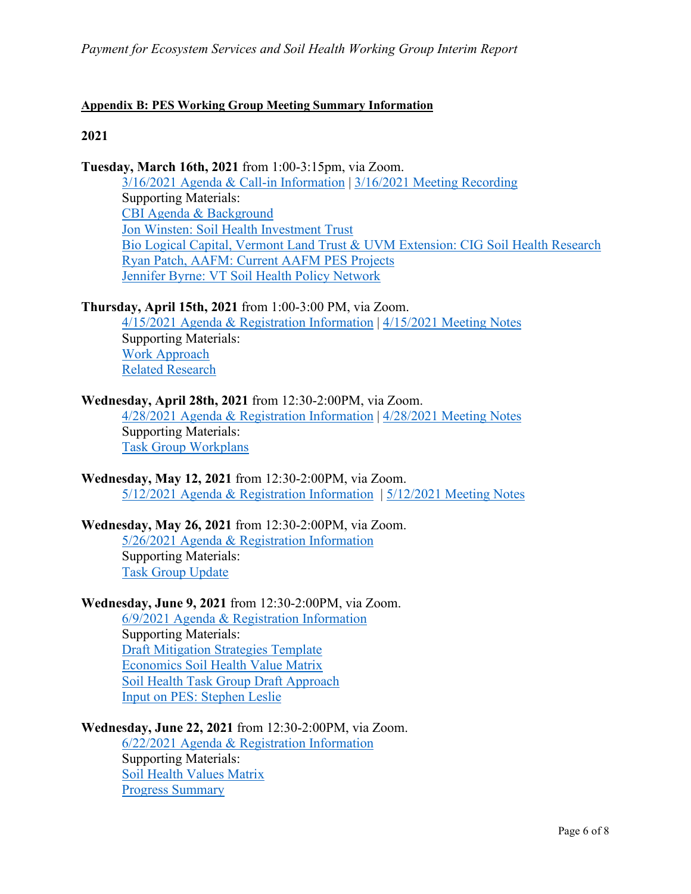**Appendix B: PES Working Group Meeting Summary Information**

**2021**

**Tuesday, March 16th, 2021** from 1:00-3:15pm, via Zoom.

3/16/2021 Agenda & Call-in Information | 3/16/2021 Meeting Recording

Supporting Materials:

CBI Agenda & Background

Jon Winsten: Soil Health Investment Trust

Bio Logical Capital, Vermont Land Trust & UVM Extension: CIG Soil Health Research

Ryan Patch, AAFM: Current AAFM PES Projects

Jennifer Byrne: VT Soil Health Policy Network

**Thursday, April 15th, 2021** from 1:00-3:00 PM, via Zoom.

4/15/2021 Agenda & Registration Information | 4/15/2021 Meeting Notes

Supporting Materials:

Work Approach

Related Research

**Wednesday, April 28th, 2021** from 12:30-2:00PM, via Zoom.

4/28/2021 Agenda & Registration Information | 4/28/2021 Meeting Notes

Supporting Materials:

Task Group Workplans

**Wednesday, May 12, 2021** from 12:30-2:00PM, via Zoom.

5/12/2021 Agenda & Registration Information | 5/12/2021 Meeting Notes

**Wednesday, May 26, 2021** from 12:30-2:00PM, via Zoom.

5/26/2021 Agenda & Registration Information

Supporting Materials:

Task Group Update

**Wednesday, June 9, 2021** from 12:30-2:00PM, via Zoom.

6/9/2021 Agenda & Registration Information

Supporting Materials:

Draft Mitigation Strategies Template

Economics Soil Health Value Matrix

Soil Health Task Group Draft Approach

Input on PES: Stephen Leslie

**Wednesday, June 22, 2021** from 12:30-2:00PM, via Zoom.

6/22/2021 Agenda & Registration Information

Supporting Materials:

Soil Health Values Matrix

Progress Summary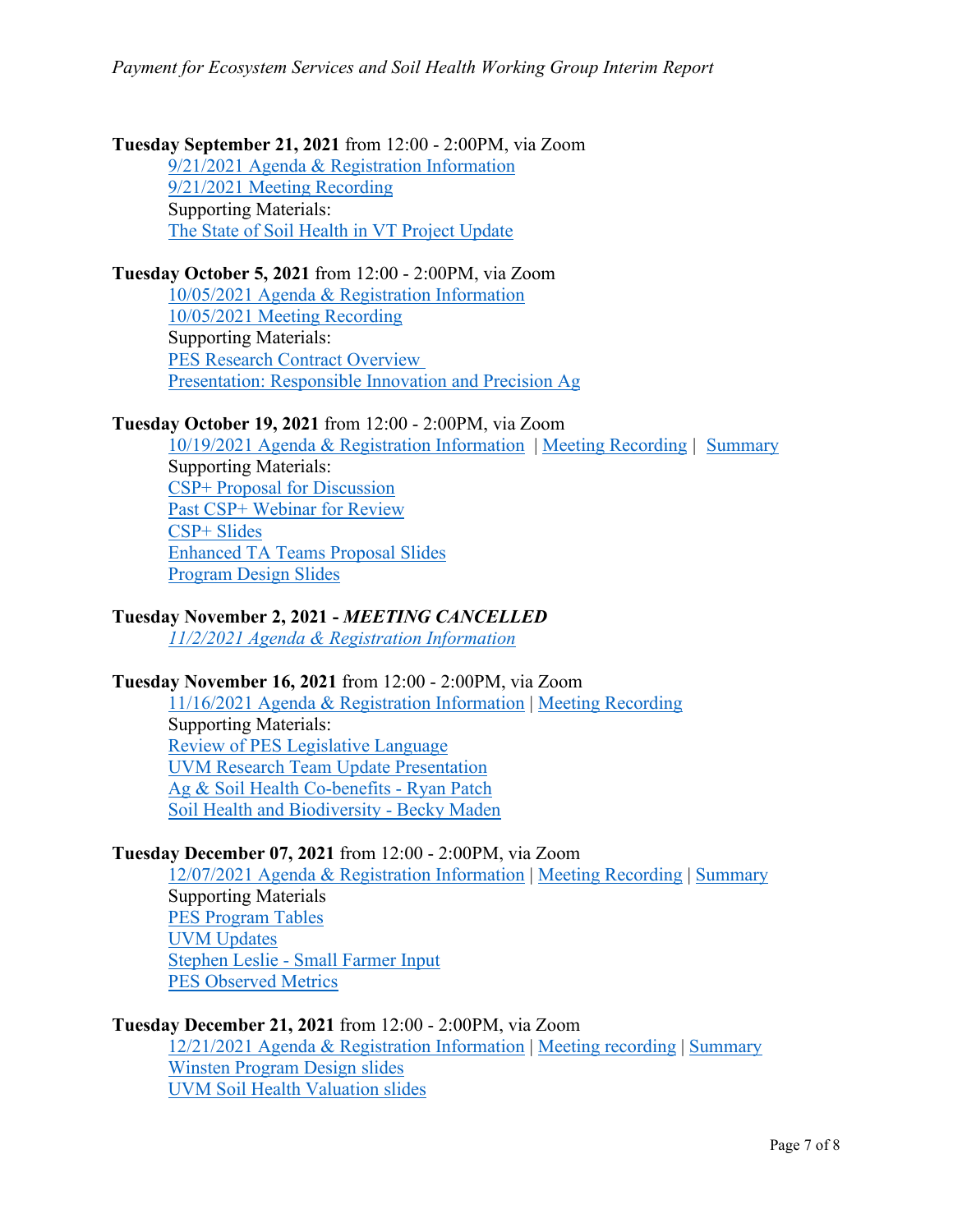**Tuesday September 21, 2021** from 12:00 - 2:00PM, via Zoom

9/21/2021 Agenda & Registration Information
9/21/2021 Meeting Recording
Supporting Materials:
The State of Soil Health in VT Project Update

**Tuesday October 5, 2021** from 12:00 - 2:00PM, via Zoom

10/05/2021 Agenda & Registration Information
10/05/2021 Meeting Recording
Supporting Materials:
PES Research Contract Overview
Presentation: Responsible Innovation and Precision Ag

**Tuesday October 19, 2021** from 12:00 - 2:00PM, via Zoom

10/19/2021 Agenda & Registration Information | Meeting Recording | Summary
Supporting Materials:
CSP+ Proposal for Discussion
Past CSP+ Webinar for Review
CSP+ Slides
Enhanced TA Teams Proposal Slides
Program Design Slides

**Tuesday November 2, 2021 - *MEETING CANCELLED***

*11/2/2021 Agenda & Registration Information*

**Tuesday November 16, 2021** from 12:00 - 2:00PM, via Zoom

11/16/2021 Agenda & Registration Information | Meeting Recording
Supporting Materials:
Review of PES Legislative Language
UVM Research Team Update Presentation
Ag & Soil Health Co-benefits - Ryan Patch
Soil Health and Biodiversity - Becky Maden

**Tuesday December 07, 2021** from 12:00 - 2:00PM, via Zoom

12/07/2021 Agenda & Registration Information | Meeting Recording | Summary
Supporting Materials
PES Program Tables
UVM Updates
Stephen Leslie - Small Farmer Input
PES Observed Metrics

**Tuesday December 21, 2021** from 12:00 - 2:00PM, via Zoom

12/21/2021 Agenda & Registration Information | Meeting recording | Summary
Winsten Program Design slides
UVM Soil Health Valuation slides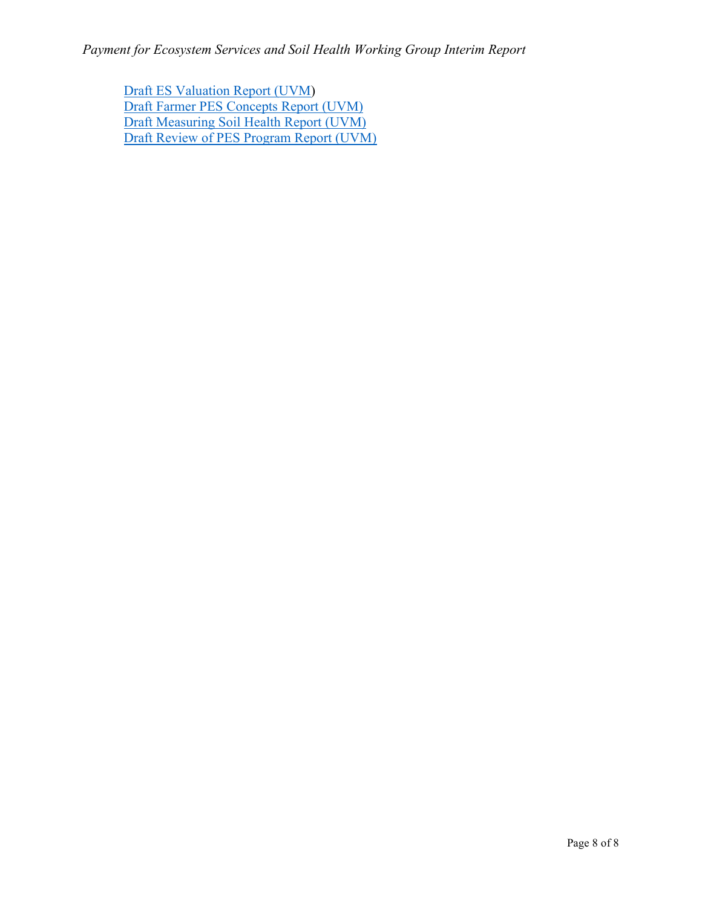Draft ES Valuation Report (UVM)
Draft Farmer PES Concepts Report (UVM)
Draft Measuring Soil Health Report (UVM)
Draft Review of PES Program Report (UVM)